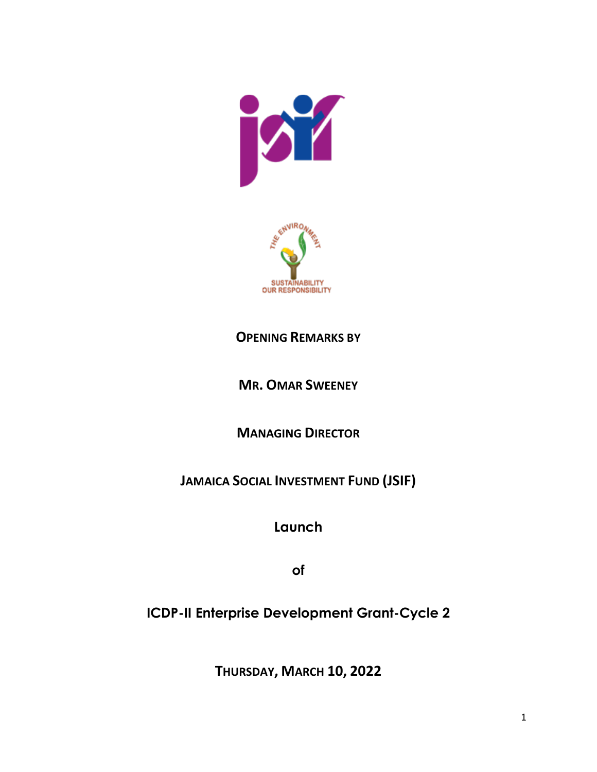**OPENING REMARKS BY**

**MR. OMAR SWEENEY**

**MANAGING DIRECTOR**

**JAMAICA SOCIAL INVESTMENT FUND (JSIF)**

**Launch**

**of**

**ICDP-II Enterprise Development Grant-Cycle 2**

**THURSDAY, MARCH 10, 2022**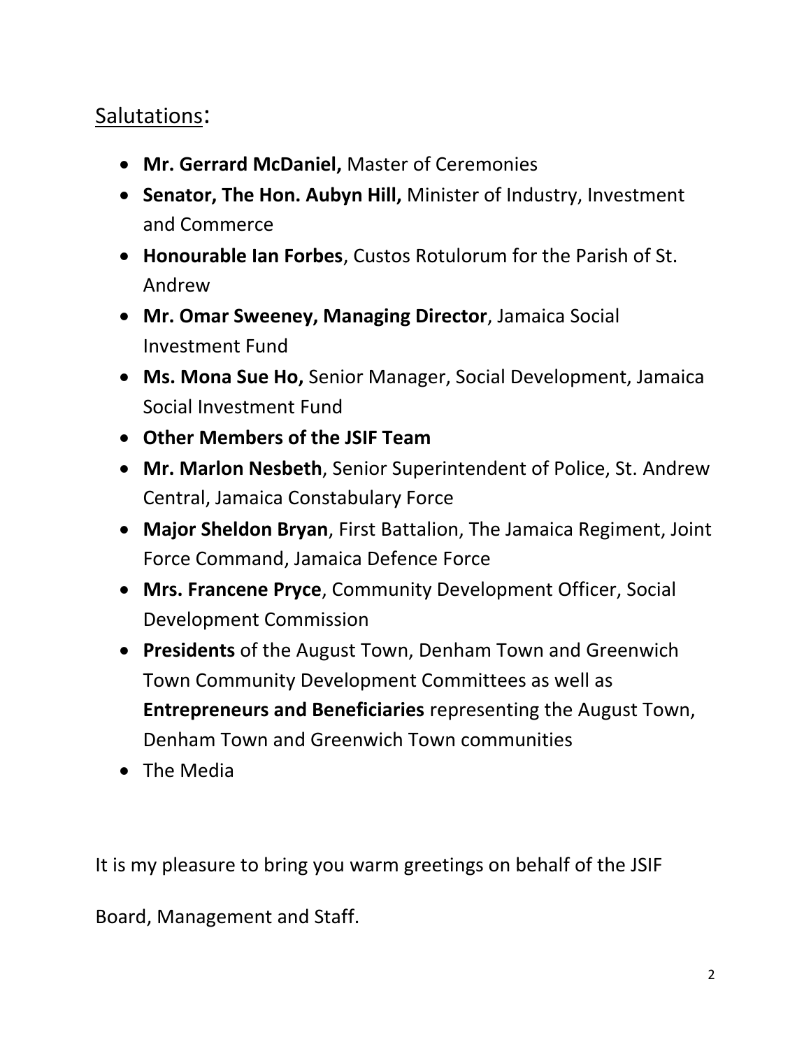## Salutations:

- **Mr. Gerrard McDaniel,** Master of Ceremonies
- **Senator, The Hon. Aubyn Hill,** Minister of Industry, Investment and Commerce
- **Honourable Ian Forbes**, Custos Rotulorum for the Parish of St. Andrew
- **Mr. Omar Sweeney, Managing Director**, Jamaica Social Investment Fund
- **Ms. Mona Sue Ho,** Senior Manager, Social Development, Jamaica Social Investment Fund
- **Other Members of the JSIF Team**
- **Mr. Marlon Nesbeth**, Senior Superintendent of Police, St. Andrew Central, Jamaica Constabulary Force
- **Major Sheldon Bryan**, First Battalion, The Jamaica Regiment, Joint Force Command, Jamaica Defence Force
- **Mrs. Francene Pryce**, Community Development Officer, Social Development Commission
- **Presidents** of the August Town, Denham Town and Greenwich Town Community Development Committees as well as **Entrepreneurs and Beneficiaries** representing the August Town, Denham Town and Greenwich Town communities
- The Media

It is my pleasure to bring you warm greetings on behalf of the JSIF Board, Management and Staff.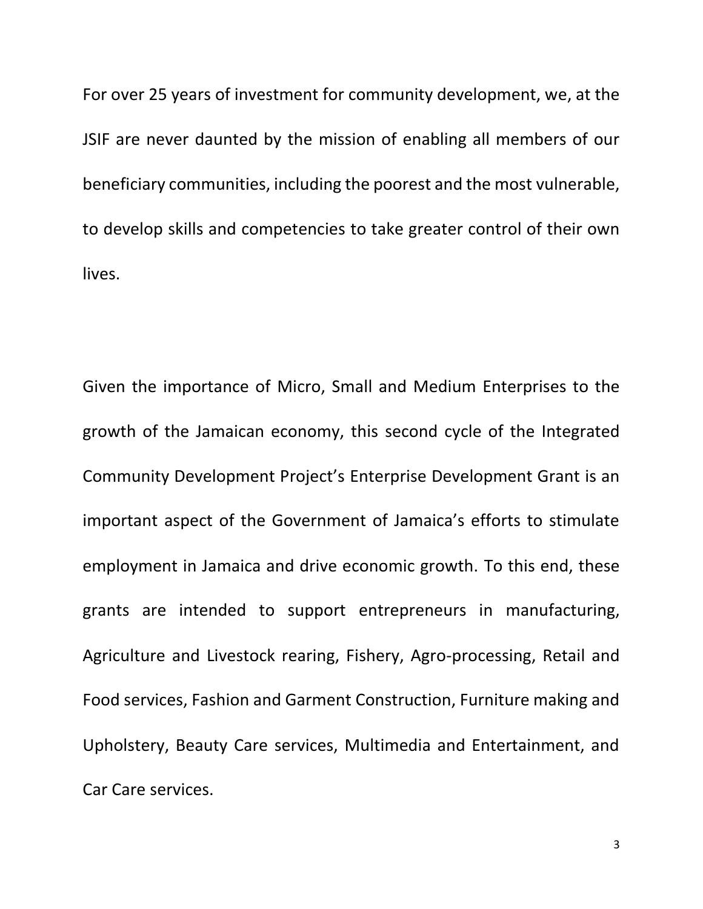For over 25 years of investment for community development, we, at the JSIF are never daunted by the mission of enabling all members of our beneficiary communities, including the poorest and the most vulnerable, to develop skills and competencies to take greater control of their own lives.

Given the importance of Micro, Small and Medium Enterprises to the growth of the Jamaican economy, this second cycle of the Integrated Community Development Project's Enterprise Development Grant is an important aspect of the Government of Jamaica's efforts to stimulate employment in Jamaica and drive economic growth. To this end, these grants are intended to support entrepreneurs in manufacturing, Agriculture and Livestock rearing, Fishery, Agro-processing, Retail and Food services, Fashion and Garment Construction, Furniture making and Upholstery, Beauty Care services, Multimedia and Entertainment, and Car Care services.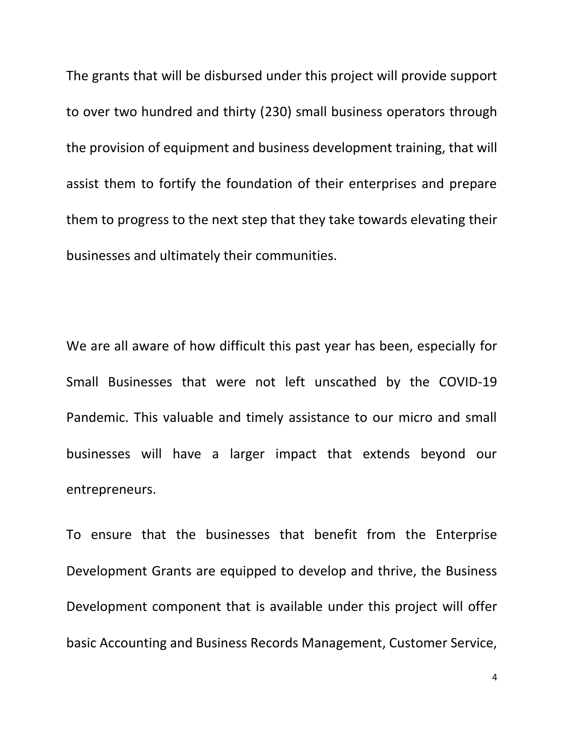The grants that will be disbursed under this project will provide support to over two hundred and thirty (230) small business operators through the provision of equipment and business development training, that will assist them to fortify the foundation of their enterprises and prepare them to progress to the next step that they take towards elevating their businesses and ultimately their communities.

We are all aware of how difficult this past year has been, especially for Small Businesses that were not left unscathed by the COVID-19 Pandemic. This valuable and timely assistance to our micro and small businesses will have a larger impact that extends beyond our entrepreneurs.

To ensure that the businesses that benefit from the Enterprise Development Grants are equipped to develop and thrive, the Business Development component that is available under this project will offer basic Accounting and Business Records Management, Customer Service,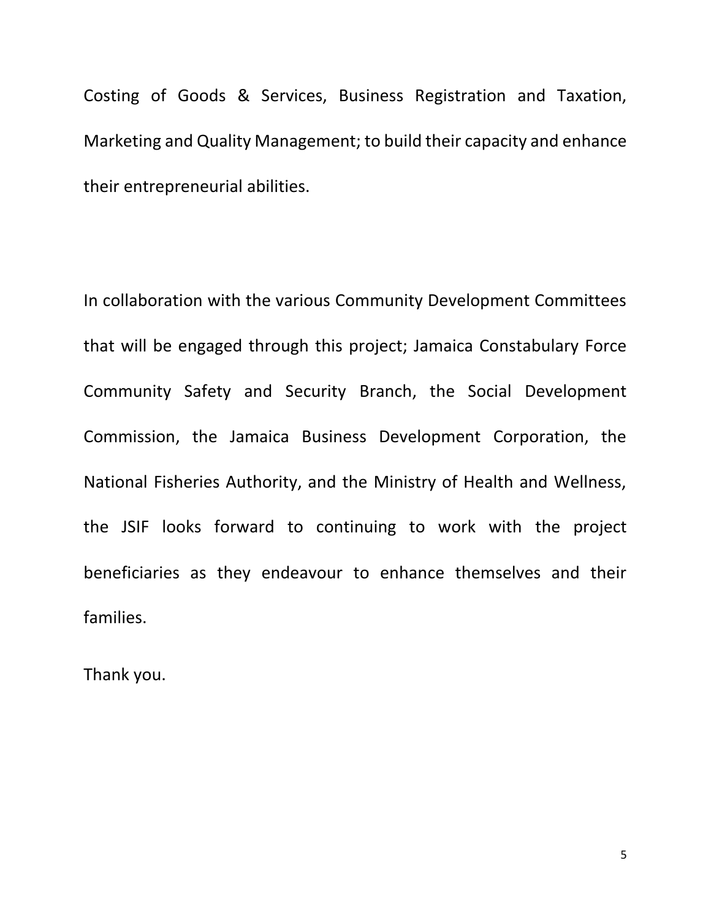Costing of Goods & Services, Business Registration and Taxation, Marketing and Quality Management; to build their capacity and enhance their entrepreneurial abilities.

In collaboration with the various Community Development Committees that will be engaged through this project; Jamaica Constabulary Force Community Safety and Security Branch, the Social Development Commission, the Jamaica Business Development Corporation, the National Fisheries Authority, and the Ministry of Health and Wellness, the JSIF looks forward to continuing to work with the project beneficiaries as they endeavour to enhance themselves and their families.

Thank you.